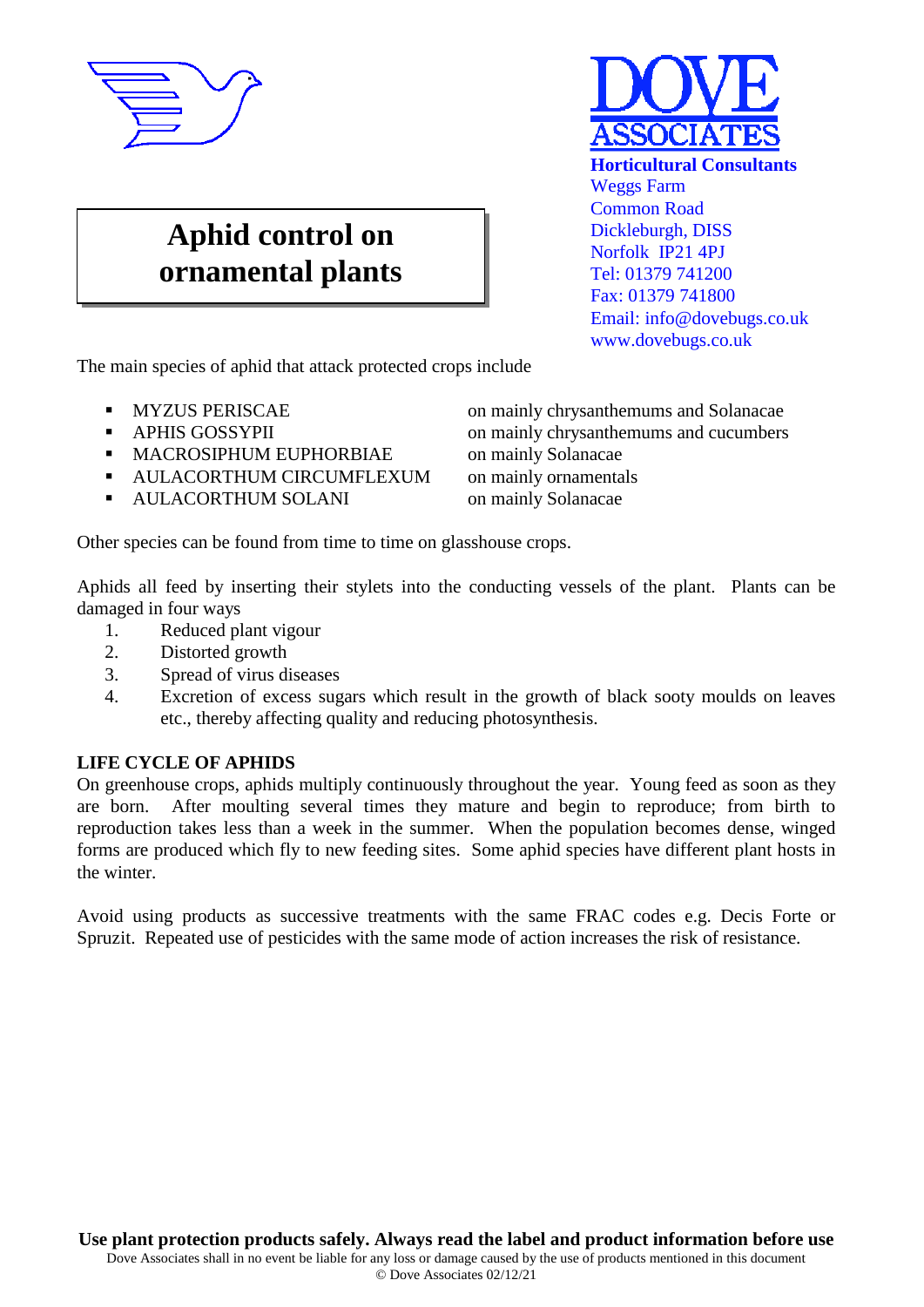# Aphid control on ornamental plants

**DOVE ASSOCIATES**

**Horticultural Consultants**
Weggs Farm
Common Road
Dickleburgh, DISS
Norfolk IP21 4PJ
Tel: 01379 741200
Fax: 01379 741800
Email: info@dovebugs.co.uk
www.dovebugs.co.uk

The main species of aphid that attack protected crops include

- MYZUS PERISCAE — on mainly chrysanthemums and Solanacae
- APHIS GOSSYPII — on mainly chrysanthemums and cucumbers
- MACROSIPHUM EUPHORBIAE — on mainly Solanacae
- AULACORTHUM CIRCUMFLEXUM — on mainly ornamentals
- AULACORTHUM SOLANI — on mainly Solanacae

Other species can be found from time to time on glasshouse crops.

Aphids all feed by inserting their stylets into the conducting vessels of the plant. Plants can be damaged in four ways

1. Reduced plant vigour
2. Distorted growth
3. Spread of virus diseases
4. Excretion of excess sugars which result in the growth of black sooty moulds on leaves etc., thereby affecting quality and reducing photosynthesis.

**LIFE CYCLE OF APHIDS**

On greenhouse crops, aphids multiply continuously throughout the year. Young feed as soon as they are born. After moulting several times they mature and begin to reproduce; from birth to reproduction takes less than a week in the summer. When the population becomes dense, winged forms are produced which fly to new feeding sites. Some aphid species have different plant hosts in the winter.

Avoid using products as successive treatments with the same FRAC codes e.g. Decis Forte or Spruzit. Repeated use of pesticides with the same mode of action increases the risk of resistance.

**Use plant protection products safely. Always read the label and product information before use**

Dove Associates shall in no event be liable for any loss or damage caused by the use of products mentioned in this document

© Dove Associates 02/12/21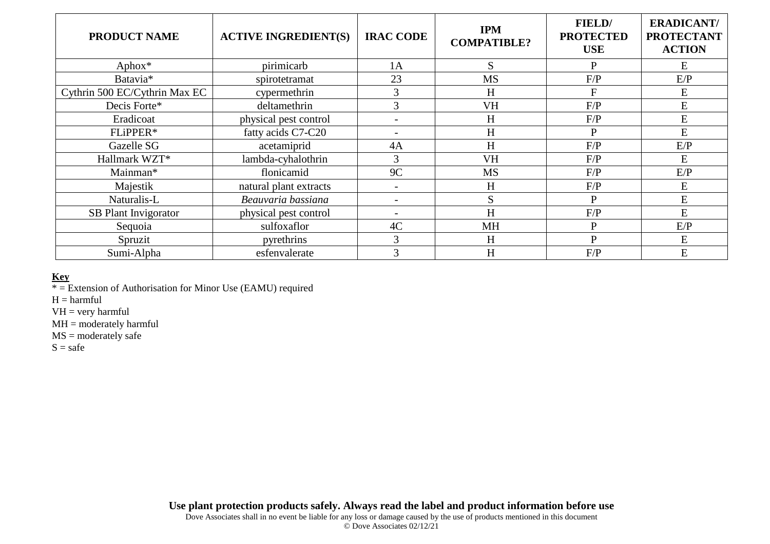| PRODUCT NAME | ACTIVE INGREDIENT(S) | IRAC CODE | IPM COMPATIBLE? | FIELD/ PROTECTED USE | ERADICANT/ PROTECTANT ACTION |
|---|---|---|---|---|---|
| Aphox* | pirimicarb | 1A | S | P | E |
| Batavia* | spirotetramat | 23 | MS | F/P | E/P |
| Cythrin 500 EC/Cythrin Max EC | cypermethrin | 3 | H | F | E |
| Decis Forte* | deltamethrin | 3 | VH | F/P | E |
| Eradicoat | physical pest control | - | H | F/P | E |
| FLiPPER* | fatty acids C7-C20 | - | H | P | E |
| Gazelle SG | acetamiprid | 4A | H | F/P | E/P |
| Hallmark WZT* | lambda-cyhalothrin | 3 | VH | F/P | E |
| Mainman* | flonicamid | 9C | MS | F/P | E/P |
| Majestik | natural plant extracts | - | H | F/P | E |
| Naturalis-L | *Beauvaria bassiana* | - | S | P | E |
| SB Plant Invigorator | physical pest control | - | H | F/P | E |
| Sequoia | sulfoxaflor | 4C | MH | P | E/P |
| Spruzit | pyrethrins | 3 | H | P | E |
| Sumi-Alpha | esfenvalerate | 3 | H | F/P | E |

**Key**

* = Extension of Authorisation for Minor Use (EAMU) required
H = harmful
VH = very harmful
MH = moderately harmful
MS = moderately safe
S = safe

**Use plant protection products safely. Always read the label and product information before use**

Dove Associates shall in no event be liable for any loss or damage caused by the use of products mentioned in this document

© Dove Associates 02/12/21